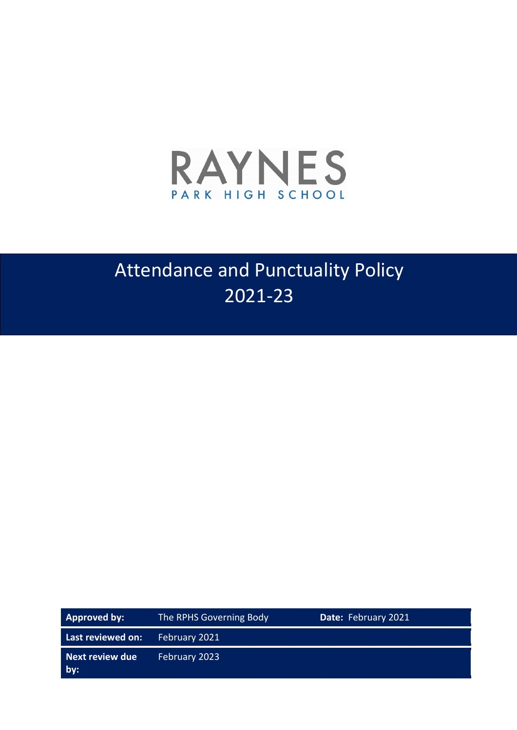RAYNES

PARK HIGH SCHOOL

# Attendance and Punctuality Policy 2021-23

| | | | |
|---|---|---|---|
| **Approved by:** | The RPHS Governing Body | **Date:** February 2021 | |
| **Last reviewed on:** | February 2021 | | |
| **Next review due by:** | February 2023 | | |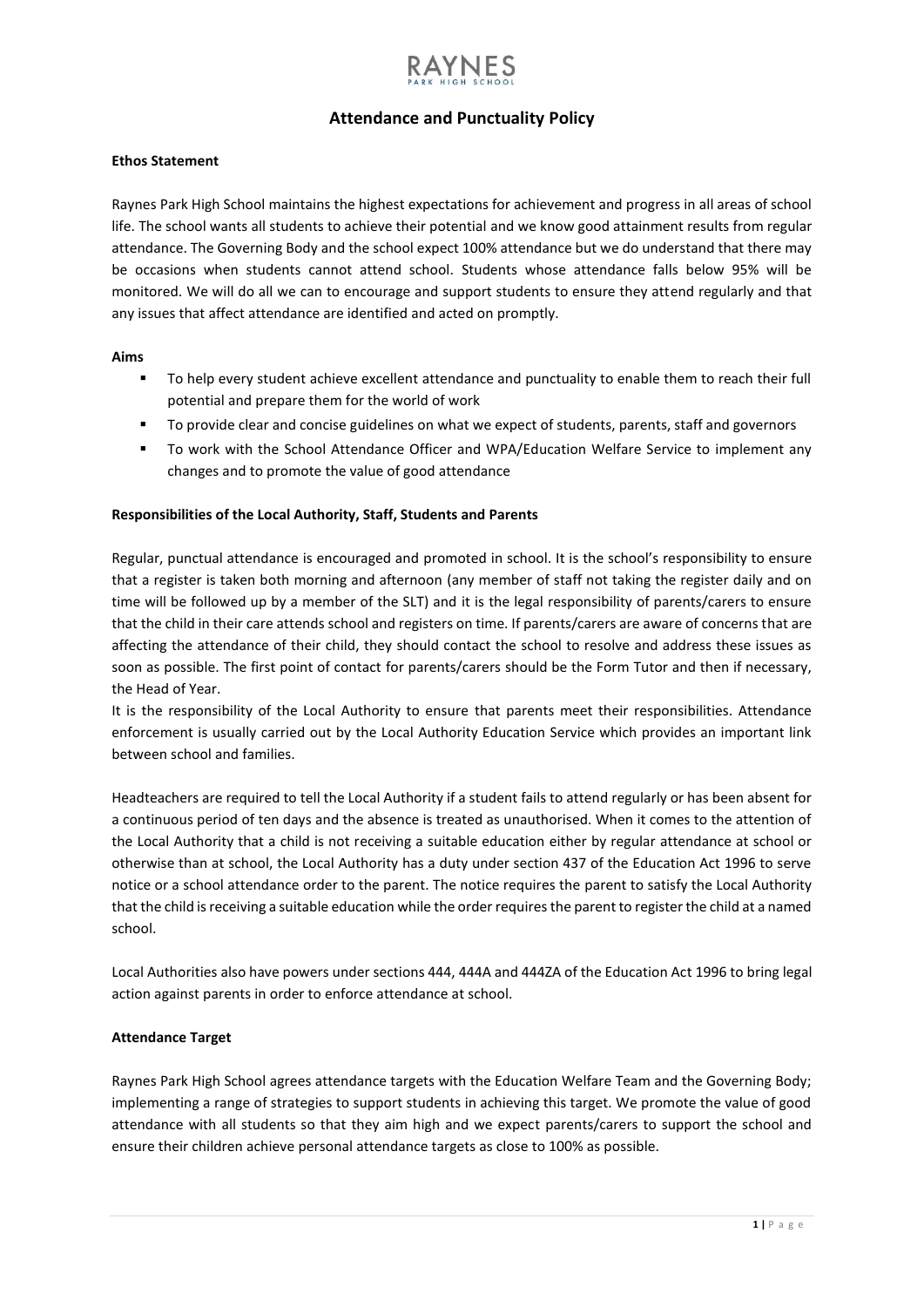# Attendance and Punctuality Policy

**Ethos Statement**

Raynes Park High School maintains the highest expectations for achievement and progress in all areas of school life. The school wants all students to achieve their potential and we know good attainment results from regular attendance. The Governing Body and the school expect 100% attendance but we do understand that there may be occasions when students cannot attend school. Students whose attendance falls below 95% will be monitored. We will do all we can to encourage and support students to ensure they attend regularly and that any issues that affect attendance are identified and acted on promptly.

**Aims**

- To help every student achieve excellent attendance and punctuality to enable them to reach their full potential and prepare them for the world of work
- To provide clear and concise guidelines on what we expect of students, parents, staff and governors
- To work with the School Attendance Officer and WPA/Education Welfare Service to implement any changes and to promote the value of good attendance

**Responsibilities of the Local Authority, Staff, Students and Parents**

Regular, punctual attendance is encouraged and promoted in school. It is the school's responsibility to ensure that a register is taken both morning and afternoon (any member of staff not taking the register daily and on time will be followed up by a member of the SLT) and it is the legal responsibility of parents/carers to ensure that the child in their care attends school and registers on time. If parents/carers are aware of concerns that are affecting the attendance of their child, they should contact the school to resolve and address these issues as soon as possible. The first point of contact for parents/carers should be the Form Tutor and then if necessary, the Head of Year.

It is the responsibility of the Local Authority to ensure that parents meet their responsibilities. Attendance enforcement is usually carried out by the Local Authority Education Service which provides an important link between school and families.

Headteachers are required to tell the Local Authority if a student fails to attend regularly or has been absent for a continuous period of ten days and the absence is treated as unauthorised. When it comes to the attention of the Local Authority that a child is not receiving a suitable education either by regular attendance at school or otherwise than at school, the Local Authority has a duty under section 437 of the Education Act 1996 to serve notice or a school attendance order to the parent. The notice requires the parent to satisfy the Local Authority that the child is receiving a suitable education while the order requires the parent to register the child at a named school.

Local Authorities also have powers under sections 444, 444A and 444ZA of the Education Act 1996 to bring legal action against parents in order to enforce attendance at school.

**Attendance Target**

Raynes Park High School agrees attendance targets with the Education Welfare Team and the Governing Body; implementing a range of strategies to support students in achieving this target. We promote the value of good attendance with all students so that they aim high and we expect parents/carers to support the school and ensure their children achieve personal attendance targets as close to 100% as possible.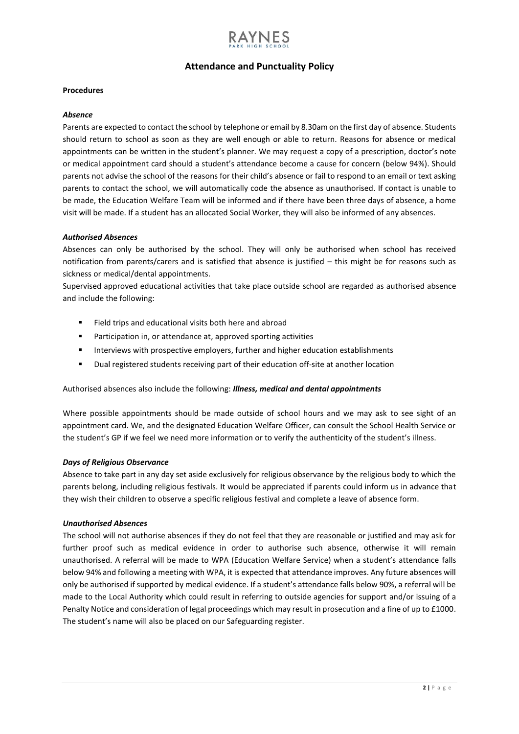## Attendance and Punctuality Policy

**Procedures**

***Absence***

Parents are expected to contact the school by telephone or email by 8.30am on the first day of absence. Students should return to school as soon as they are well enough or able to return. Reasons for absence or medical appointments can be written in the student's planner. We may request a copy of a prescription, doctor's note or medical appointment card should a student's attendance become a cause for concern (below 94%). Should parents not advise the school of the reasons for their child's absence or fail to respond to an email or text asking parents to contact the school, we will automatically code the absence as unauthorised. If contact is unable to be made, the Education Welfare Team will be informed and if there have been three days of absence, a home visit will be made. If a student has an allocated Social Worker, they will also be informed of any absences.

***Authorised Absences***

Absences can only be authorised by the school. They will only be authorised when school has received notification from parents/carers and is satisfied that absence is justified – this might be for reasons such as sickness or medical/dental appointments.

Supervised approved educational activities that take place outside school are regarded as authorised absence and include the following:

- Field trips and educational visits both here and abroad
- Participation in, or attendance at, approved sporting activities
- Interviews with prospective employers, further and higher education establishments
- Dual registered students receiving part of their education off-site at another location

Authorised absences also include the following: ***Illness, medical and dental appointments***

Where possible appointments should be made outside of school hours and we may ask to see sight of an appointment card. We, and the designated Education Welfare Officer, can consult the School Health Service or the student's GP if we feel we need more information or to verify the authenticity of the student's illness.

***Days of Religious Observance***

Absence to take part in any day set aside exclusively for religious observance by the religious body to which the parents belong, including religious festivals. It would be appreciated if parents could inform us in advance that they wish their children to observe a specific religious festival and complete a leave of absence form.

***Unauthorised Absences***

The school will not authorise absences if they do not feel that they are reasonable or justified and may ask for further proof such as medical evidence in order to authorise such absence, otherwise it will remain unauthorised. A referral will be made to WPA (Education Welfare Service) when a student's attendance falls below 94% and following a meeting with WPA, it is expected that attendance improves. Any future absences will only be authorised if supported by medical evidence. If a student's attendance falls below 90%, a referral will be made to the Local Authority which could result in referring to outside agencies for support and/or issuing of a Penalty Notice and consideration of legal proceedings which may result in prosecution and a fine of up to £1000. The student's name will also be placed on our Safeguarding register.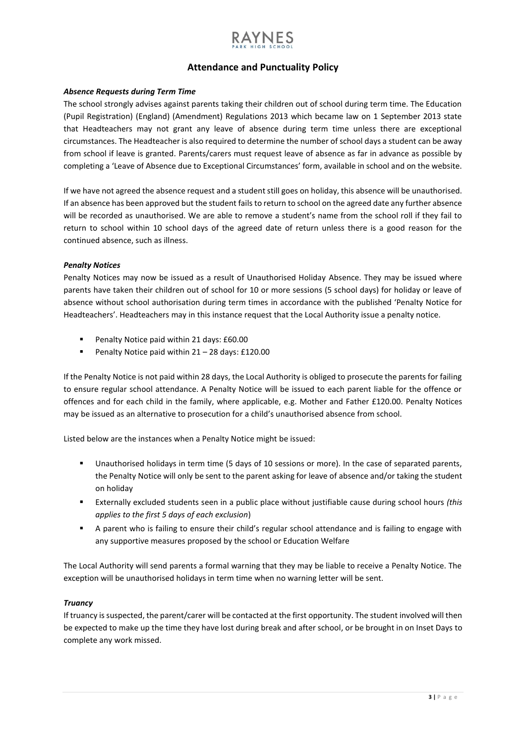# Attendance and Punctuality Policy

### *Absence Requests during Term Time*

The school strongly advises against parents taking their children out of school during term time. The Education (Pupil Registration) (England) (Amendment) Regulations 2013 which became law on 1 September 2013 state that Headteachers may not grant any leave of absence during term time unless there are exceptional circumstances. The Headteacher is also required to determine the number of school days a student can be away from school if leave is granted. Parents/carers must request leave of absence as far in advance as possible by completing a 'Leave of Absence due to Exceptional Circumstances' form, available in school and on the website.

If we have not agreed the absence request and a student still goes on holiday, this absence will be unauthorised. If an absence has been approved but the student fails to return to school on the agreed date any further absence will be recorded as unauthorised. We are able to remove a student's name from the school roll if they fail to return to school within 10 school days of the agreed date of return unless there is a good reason for the continued absence, such as illness.

### *Penalty Notices*

Penalty Notices may now be issued as a result of Unauthorised Holiday Absence. They may be issued where parents have taken their children out of school for 10 or more sessions (5 school days) for holiday or leave of absence without school authorisation during term times in accordance with the published 'Penalty Notice for Headteachers'. Headteachers may in this instance request that the Local Authority issue a penalty notice.

- Penalty Notice paid within 21 days: £60.00
- Penalty Notice paid within 21 – 28 days: £120.00

If the Penalty Notice is not paid within 28 days, the Local Authority is obliged to prosecute the parents for failing to ensure regular school attendance. A Penalty Notice will be issued to each parent liable for the offence or offences and for each child in the family, where applicable, e.g. Mother and Father £120.00. Penalty Notices may be issued as an alternative to prosecution for a child's unauthorised absence from school.

Listed below are the instances when a Penalty Notice might be issued:

- Unauthorised holidays in term time (5 days of 10 sessions or more). In the case of separated parents, the Penalty Notice will only be sent to the parent asking for leave of absence and/or taking the student on holiday
- Externally excluded students seen in a public place without justifiable cause during school hours *(this applies to the first 5 days of each exclusion*)
- A parent who is failing to ensure their child's regular school attendance and is failing to engage with any supportive measures proposed by the school or Education Welfare

The Local Authority will send parents a formal warning that they may be liable to receive a Penalty Notice. The exception will be unauthorised holidays in term time when no warning letter will be sent.

### *Truancy*

If truancy is suspected, the parent/carer will be contacted at the first opportunity. The student involved will then be expected to make up the time they have lost during break and after school, or be brought in on Inset Days to complete any work missed.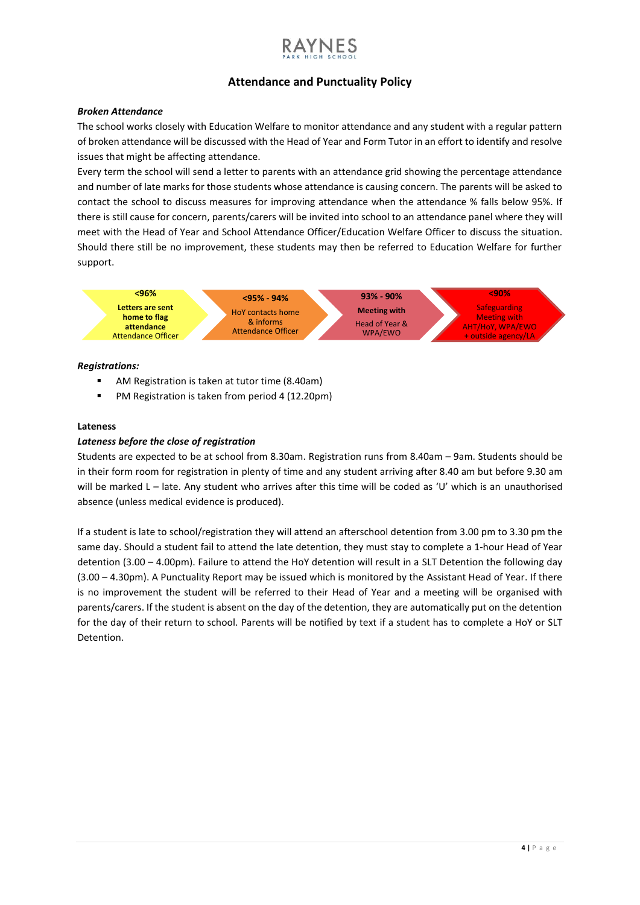## Attendance and Punctuality Policy

***Broken Attendance***

The school works closely with Education Welfare to monitor attendance and any student with a regular pattern of broken attendance will be discussed with the Head of Year and Form Tutor in an effort to identify and resolve issues that might be affecting attendance.

Every term the school will send a letter to parents with an attendance grid showing the percentage attendance and number of late marks for those students whose attendance is causing concern. The parents will be asked to contact the school to discuss measures for improving attendance when the attendance % falls below 95%. If there is still cause for concern, parents/carers will be invited into school to an attendance panel where they will meet with the Head of Year and School Attendance Officer/Education Welfare Officer to discuss the situation. Should there still be no improvement, these students may then be referred to Education Welfare for further support.

| <96% | <95% - 94% | 93% - 90% | <90% |
|---|---|---|---|
| **Letters are sent home to flag attendance** Attendance Officer | HoY contacts home & informs Attendance Officer | **Meeting with** Head of Year & WPA/EWO | Safeguarding Meeting with AHT/HoY, WPA/EWO + outside agency/LA |

***Registrations:***

- AM Registration is taken at tutor time (8.40am)
- PM Registration is taken from period 4 (12.20pm)

**Lateness**

***Lateness before the close of registration***

Students are expected to be at school from 8.30am. Registration runs from 8.40am – 9am. Students should be in their form room for registration in plenty of time and any student arriving after 8.40 am but before 9.30 am will be marked L – late. Any student who arrives after this time will be coded as 'U' which is an unauthorised absence (unless medical evidence is produced).

If a student is late to school/registration they will attend an afterschool detention from 3.00 pm to 3.30 pm the same day. Should a student fail to attend the late detention, they must stay to complete a 1-hour Head of Year detention (3.00 – 4.00pm). Failure to attend the HoY detention will result in a SLT Detention the following day (3.00 – 4.30pm). A Punctuality Report may be issued which is monitored by the Assistant Head of Year. If there is no improvement the student will be referred to their Head of Year and a meeting will be organised with parents/carers. If the student is absent on the day of the detention, they are automatically put on the detention for the day of their return to school. Parents will be notified by text if a student has to complete a HoY or SLT Detention.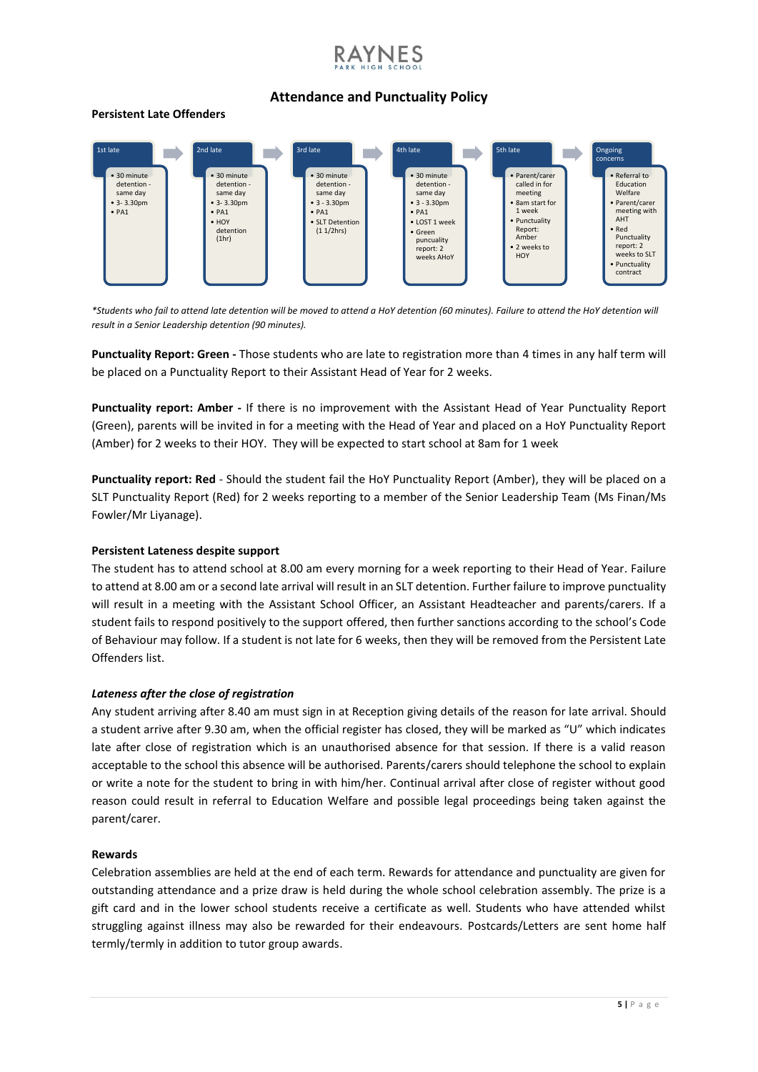RAYNES PARK HIGH SCHOOL

## Attendance and Punctuality Policy

**Persistent Late Offenders**

| 1st late | 2nd late | 3rd late | 4th late | 5th late | Ongoing concerns |
|---|---|---|---|---|---|
| • 30 minute detention - same day<br>• 3- 3.30pm<br>• PA1 | • 30 minute detention - same day<br>• 3- 3.30pm<br>• PA1<br>• HOY detention (1hr) | • 30 minute detention - same day<br>• 3 - 3.30pm<br>• PA1<br>• SLT Detention (1 1/2hrs) | • 30 minute detention - same day<br>• 3 - 3.30pm<br>• PA1<br>• LOST 1 week<br>• Green puncuality report: 2 weeks AHoY | • Parent/carer called in for meeting<br>• 8am start for 1 week<br>• Punctuality Report: Amber<br>• 2 weeks to HOY | • Referral to Education Welfare<br>• Parent/carer meeting with AHT<br>• Red Punctuality report: 2 weeks to SLT<br>• Punctuality contract |

*\*Students who fail to attend late detention will be moved to attend a HoY detention (60 minutes). Failure to attend the HoY detention will result in a Senior Leadership detention (90 minutes).*

**Punctuality Report: Green -** Those students who are late to registration more than 4 times in any half term will be placed on a Punctuality Report to their Assistant Head of Year for 2 weeks.

**Punctuality report: Amber -** If there is no improvement with the Assistant Head of Year Punctuality Report (Green), parents will be invited in for a meeting with the Head of Year and placed on a HoY Punctuality Report (Amber) for 2 weeks to their HOY. They will be expected to start school at 8am for 1 week

**Punctuality report: Red** - Should the student fail the HoY Punctuality Report (Amber), they will be placed on a SLT Punctuality Report (Red) for 2 weeks reporting to a member of the Senior Leadership Team (Ms Finan/Ms Fowler/Mr Liyanage).

**Persistent Lateness despite support**

The student has to attend school at 8.00 am every morning for a week reporting to their Head of Year. Failure to attend at 8.00 am or a second late arrival will result in an SLT detention. Further failure to improve punctuality will result in a meeting with the Assistant School Officer, an Assistant Headteacher and parents/carers. If a student fails to respond positively to the support offered, then further sanctions according to the school's Code of Behaviour may follow. If a student is not late for 6 weeks, then they will be removed from the Persistent Late Offenders list.

***Lateness after the close of registration***

Any student arriving after 8.40 am must sign in at Reception giving details of the reason for late arrival. Should a student arrive after 9.30 am, when the official register has closed, they will be marked as "U" which indicates late after close of registration which is an unauthorised absence for that session. If there is a valid reason acceptable to the school this absence will be authorised. Parents/carers should telephone the school to explain or write a note for the student to bring in with him/her. Continual arrival after close of register without good reason could result in referral to Education Welfare and possible legal proceedings being taken against the parent/carer.

**Rewards**

Celebration assemblies are held at the end of each term. Rewards for attendance and punctuality are given for outstanding attendance and a prize draw is held during the whole school celebration assembly. The prize is a gift card and in the lower school students receive a certificate as well. Students who have attended whilst struggling against illness may also be rewarded for their endeavours. Postcards/Letters are sent home half termly/termly in addition to tutor group awards.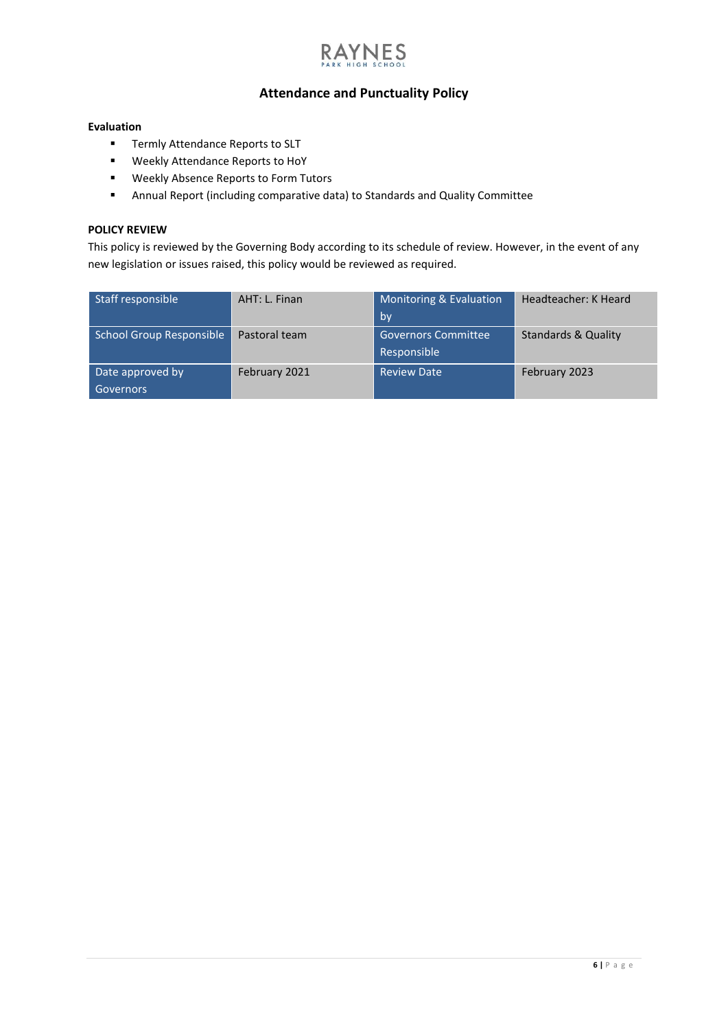**Evaluation**

- Termly Attendance Reports to SLT
- Weekly Attendance Reports to HoY
- Weekly Absence Reports to Form Tutors
- Annual Report (including comparative data) to Standards and Quality Committee

**POLICY REVIEW**

This policy is reviewed by the Governing Body according to its schedule of review. However, in the event of any new legislation or issues raised, this policy would be reviewed as required.

| | | | |
|---|---|---|---|
| Staff responsible | AHT: L. Finan | Monitoring & Evaluation by | Headteacher: K Heard |
| School Group Responsible | Pastoral team | Governors Committee Responsible | Standards & Quality |
| Date approved by Governors | February 2021 | Review Date | February 2023 |